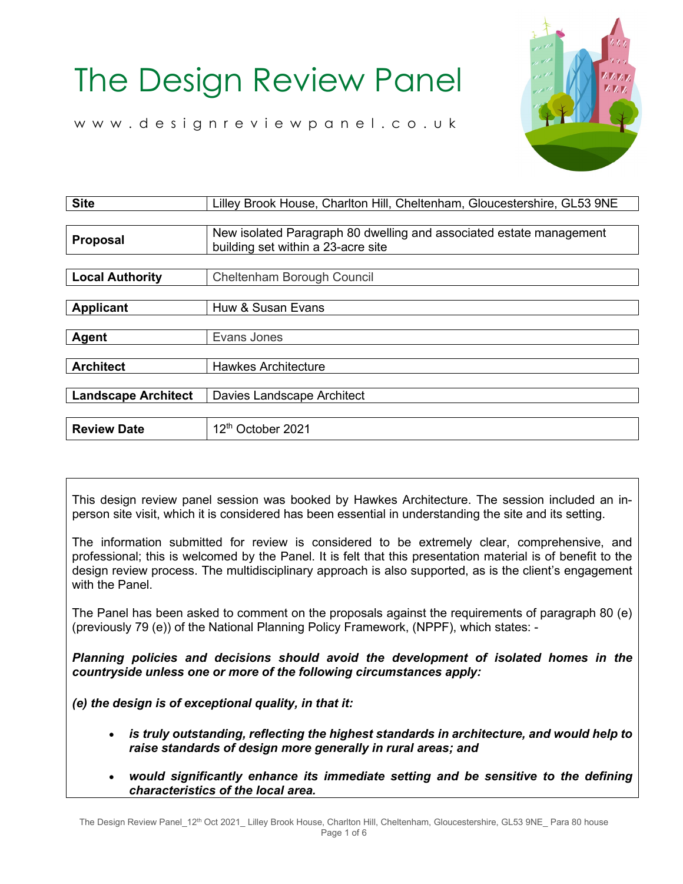# The Design Review Panel

w w w . d e s i g n r e v i e w p a n e l . c o . u k

| | |
|---|---|
| **Site** | Lilley Brook House, Charlton Hill, Cheltenham, Gloucestershire, GL53 9NE |
| **Proposal** | New isolated Paragraph 80 dwelling and associated estate management building set within a 23-acre site |
| **Local Authority** | Cheltenham Borough Council |
| **Applicant** | Huw & Susan Evans |
| **Agent** | Evans Jones |
| **Architect** | Hawkes Architecture |
| **Landscape Architect** | Davies Landscape Architect |
| **Review Date** | 12th October 2021 |

This design review panel session was booked by Hawkes Architecture. The session included an in-person site visit, which it is considered has been essential in understanding the site and its setting.

The information submitted for review is considered to be extremely clear, comprehensive, and professional; this is welcomed by the Panel. It is felt that this presentation material is of benefit to the design review process. The multidisciplinary approach is also supported, as is the client's engagement with the Panel.

The Panel has been asked to comment on the proposals against the requirements of paragraph 80 (e) (previously 79 (e)) of the National Planning Policy Framework, (NPPF), which states: -

***Planning policies and decisions should avoid the development of isolated homes in the countryside unless one or more of the following circumstances apply:***

***(e) the design is of exceptional quality, in that it:***

- ***is truly outstanding, reflecting the highest standards in architecture, and would help to raise standards of design more generally in rural areas; and***
- ***would significantly enhance its immediate setting and be sensitive to the defining characteristics of the local area.***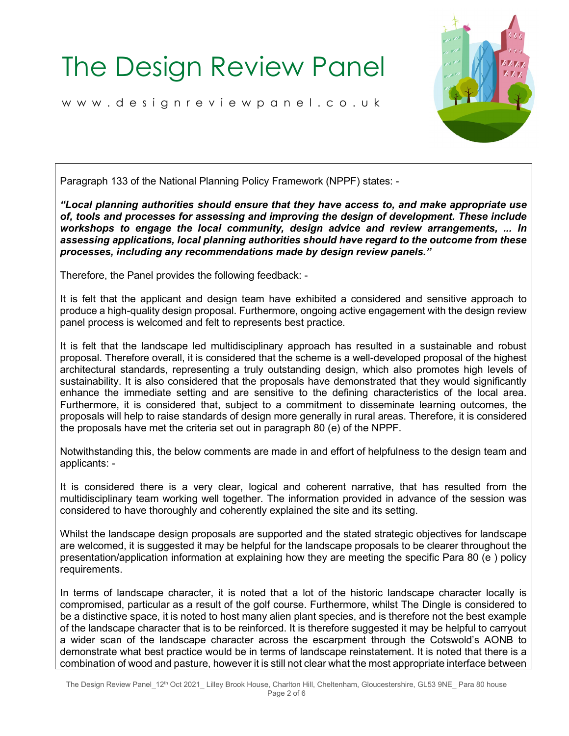# The Design Review Panel

www.designreviewpanel.co.uk

Paragraph 133 of the National Planning Policy Framework (NPPF) states: -

***"Local planning authorities should ensure that they have access to, and make appropriate use of, tools and processes for assessing and improving the design of development. These include workshops to engage the local community, design advice and review arrangements, ... In assessing applications, local planning authorities should have regard to the outcome from these processes, including any recommendations made by design review panels."***

Therefore, the Panel provides the following feedback: -

It is felt that the applicant and design team have exhibited a considered and sensitive approach to produce a high-quality design proposal. Furthermore, ongoing active engagement with the design review panel process is welcomed and felt to represents best practice.

It is felt that the landscape led multidisciplinary approach has resulted in a sustainable and robust proposal. Therefore overall, it is considered that the scheme is a well-developed proposal of the highest architectural standards, representing a truly outstanding design, which also promotes high levels of sustainability. It is also considered that the proposals have demonstrated that they would significantly enhance the immediate setting and are sensitive to the defining characteristics of the local area. Furthermore, it is considered that, subject to a commitment to disseminate learning outcomes, the proposals will help to raise standards of design more generally in rural areas. Therefore, it is considered the proposals have met the criteria set out in paragraph 80 (e) of the NPPF.

Notwithstanding this, the below comments are made in and effort of helpfulness to the design team and applicants: -

It is considered there is a very clear, logical and coherent narrative, that has resulted from the multidisciplinary team working well together. The information provided in advance of the session was considered to have thoroughly and coherently explained the site and its setting.

Whilst the landscape design proposals are supported and the stated strategic objectives for landscape are welcomed, it is suggested it may be helpful for the landscape proposals to be clearer throughout the presentation/application information at explaining how they are meeting the specific Para 80 (e ) policy requirements.

In terms of landscape character, it is noted that a lot of the historic landscape character locally is compromised, particular as a result of the golf course. Furthermore, whilst The Dingle is considered to be a distinctive space, it is noted to host many alien plant species, and is therefore not the best example of the landscape character that is to be reinforced. It is therefore suggested it may be helpful to carryout a wider scan of the landscape character across the escarpment through the Cotswold's AONB to demonstrate what best practice would be in terms of landscape reinstatement. It is noted that there is a combination of wood and pasture, however it is still not clear what the most appropriate interface between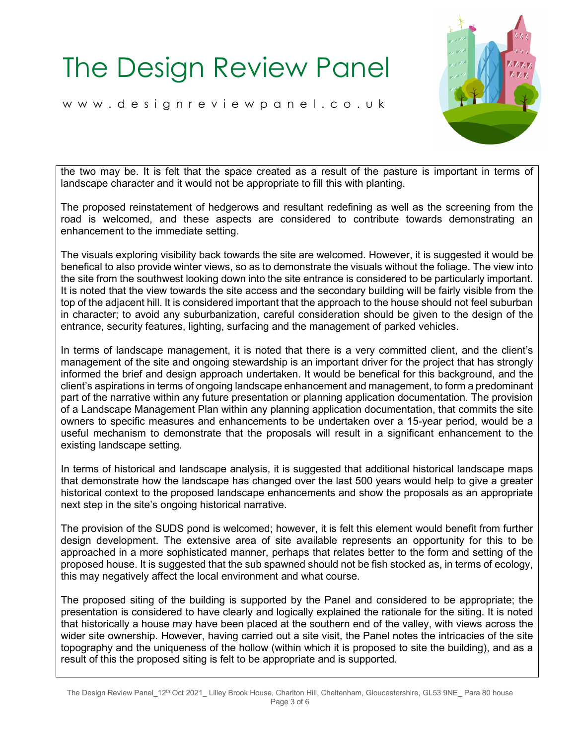the two may be. It is felt that the space created as a result of the pasture is important in terms of landscape character and it would not be appropriate to fill this with planting.

The proposed reinstatement of hedgerows and resultant redefining as well as the screening from the road is welcomed, and these aspects are considered to contribute towards demonstrating an enhancement to the immediate setting.

The visuals exploring visibility back towards the site are welcomed. However, it is suggested it would be benefical to also provide winter views, so as to demonstrate the visuals without the foliage. The view into the site from the southwest looking down into the site entrance is considered to be particularly important. It is noted that the view towards the site access and the secondary building will be fairly visible from the top of the adjacent hill. It is considered important that the approach to the house should not feel suburban in character; to avoid any suburbanization, careful consideration should be given to the design of the entrance, security features, lighting, surfacing and the management of parked vehicles.

In terms of landscape management, it is noted that there is a very committed client, and the client's management of the site and ongoing stewardship is an important driver for the project that has strongly informed the brief and design approach undertaken. It would be benefical for this background, and the client's aspirations in terms of ongoing landscape enhancement and management, to form a predominant part of the narrative within any future presentation or planning application documentation. The provision of a Landscape Management Plan within any planning application documentation, that commits the site owners to specific measures and enhancements to be undertaken over a 15-year period, would be a useful mechanism to demonstrate that the proposals will result in a significant enhancement to the existing landscape setting.

In terms of historical and landscape analysis, it is suggested that additional historical landscape maps that demonstrate how the landscape has changed over the last 500 years would help to give a greater historical context to the proposed landscape enhancements and show the proposals as an appropriate next step in the site's ongoing historical narrative.

The provision of the SUDS pond is welcomed; however, it is felt this element would benefit from further design development. The extensive area of site available represents an opportunity for this to be approached in a more sophisticated manner, perhaps that relates better to the form and setting of the proposed house. It is suggested that the sub spawned should not be fish stocked as, in terms of ecology, this may negatively affect the local environment and what course.

The proposed siting of the building is supported by the Panel and considered to be appropriate; the presentation is considered to have clearly and logically explained the rationale for the siting. It is noted that historically a house may have been placed at the southern end of the valley, with views across the wider site ownership. However, having carried out a site visit, the Panel notes the intricacies of the site topography and the uniqueness of the hollow (within which it is proposed to site the building), and as a result of this the proposed siting is felt to be appropriate and is supported.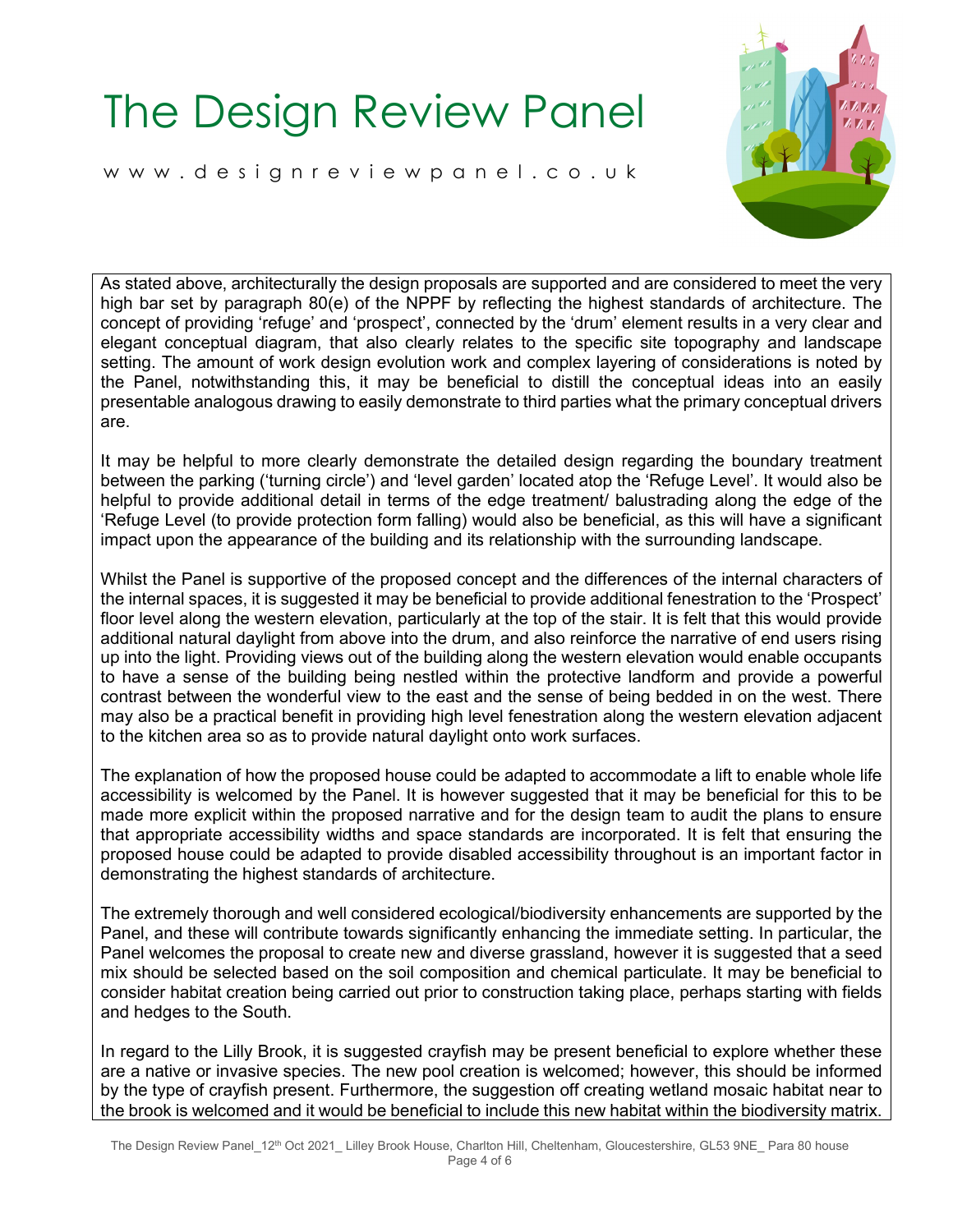As stated above, architecturally the design proposals are supported and are considered to meet the very high bar set by paragraph 80(e) of the NPPF by reflecting the highest standards of architecture. The concept of providing 'refuge' and 'prospect', connected by the 'drum' element results in a very clear and elegant conceptual diagram, that also clearly relates to the specific site topography and landscape setting. The amount of work design evolution work and complex layering of considerations is noted by the Panel, notwithstanding this, it may be beneficial to distill the conceptual ideas into an easily presentable analogous drawing to easily demonstrate to third parties what the primary conceptual drivers are.

It may be helpful to more clearly demonstrate the detailed design regarding the boundary treatment between the parking ('turning circle') and 'level garden' located atop the 'Refuge Level'. It would also be helpful to provide additional detail in terms of the edge treatment/ balustrading along the edge of the 'Refuge Level (to provide protection form falling) would also be beneficial, as this will have a significant impact upon the appearance of the building and its relationship with the surrounding landscape.

Whilst the Panel is supportive of the proposed concept and the differences of the internal characters of the internal spaces, it is suggested it may be beneficial to provide additional fenestration to the 'Prospect' floor level along the western elevation, particularly at the top of the stair. It is felt that this would provide additional natural daylight from above into the drum, and also reinforce the narrative of end users rising up into the light. Providing views out of the building along the western elevation would enable occupants to have a sense of the building being nestled within the protective landform and provide a powerful contrast between the wonderful view to the east and the sense of being bedded in on the west. There may also be a practical benefit in providing high level fenestration along the western elevation adjacent to the kitchen area so as to provide natural daylight onto work surfaces.

The explanation of how the proposed house could be adapted to accommodate a lift to enable whole life accessibility is welcomed by the Panel. It is however suggested that it may be beneficial for this to be made more explicit within the proposed narrative and for the design team to audit the plans to ensure that appropriate accessibility widths and space standards are incorporated. It is felt that ensuring the proposed house could be adapted to provide disabled accessibility throughout is an important factor in demonstrating the highest standards of architecture.

The extremely thorough and well considered ecological/biodiversity enhancements are supported by the Panel, and these will contribute towards significantly enhancing the immediate setting. In particular, the Panel welcomes the proposal to create new and diverse grassland, however it is suggested that a seed mix should be selected based on the soil composition and chemical particulate. It may be beneficial to consider habitat creation being carried out prior to construction taking place, perhaps starting with fields and hedges to the South.

In regard to the Lilly Brook, it is suggested crayfish may be present beneficial to explore whether these are a native or invasive species. The new pool creation is welcomed; however, this should be informed by the type of crayfish present. Furthermore, the suggestion off creating wetland mosaic habitat near to the brook is welcomed and it would be beneficial to include this new habitat within the biodiversity matrix.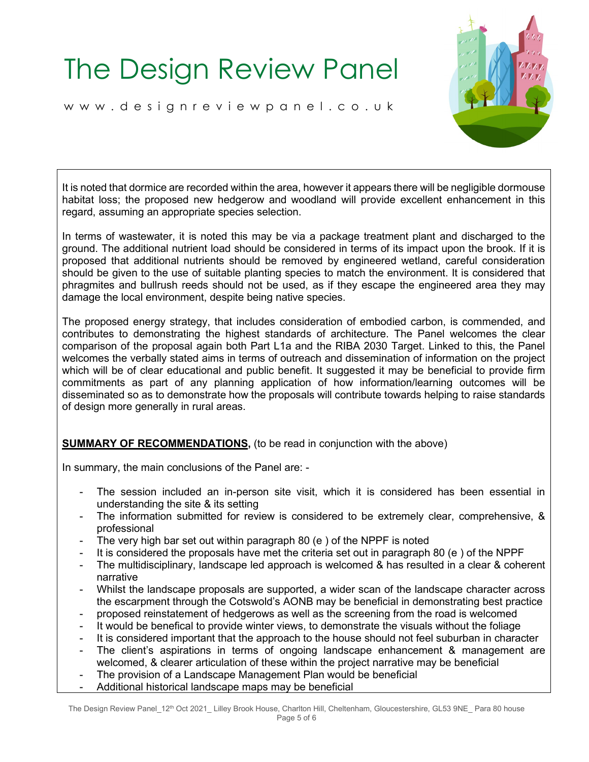It is noted that dormice are recorded within the area, however it appears there will be negligible dormouse habitat loss; the proposed new hedgerow and woodland will provide excellent enhancement in this regard, assuming an appropriate species selection.

In terms of wastewater, it is noted this may be via a package treatment plant and discharged to the ground. The additional nutrient load should be considered in terms of its impact upon the brook. If it is proposed that additional nutrients should be removed by engineered wetland, careful consideration should be given to the use of suitable planting species to match the environment. It is considered that phragmites and bullrush reeds should not be used, as if they escape the engineered area they may damage the local environment, despite being native species.

The proposed energy strategy, that includes consideration of embodied carbon, is commended, and contributes to demonstrating the highest standards of architecture. The Panel welcomes the clear comparison of the proposal again both Part L1a and the RIBA 2030 Target. Linked to this, the Panel welcomes the verbally stated aims in terms of outreach and dissemination of information on the project which will be of clear educational and public benefit. It suggested it may be beneficial to provide firm commitments as part of any planning application of how information/learning outcomes will be disseminated so as to demonstrate how the proposals will contribute towards helping to raise standards of design more generally in rural areas.

**SUMMARY OF RECOMMENDATIONS,** (to be read in conjunction with the above)

In summary, the main conclusions of the Panel are: -

- The session included an in-person site visit, which it is considered has been essential in understanding the site & its setting
- The information submitted for review is considered to be extremely clear, comprehensive, & professional
- The very high bar set out within paragraph 80 (e ) of the NPPF is noted
- It is considered the proposals have met the criteria set out in paragraph 80 (e ) of the NPPF
- The multidisciplinary, landscape led approach is welcomed & has resulted in a clear & coherent narrative
- Whilst the landscape proposals are supported, a wider scan of the landscape character across the escarpment through the Cotswold's AONB may be beneficial in demonstrating best practice
- proposed reinstatement of hedgerows as well as the screening from the road is welcomed
- It would be benefical to provide winter views, to demonstrate the visuals without the foliage
- It is considered important that the approach to the house should not feel suburban in character
- The client's aspirations in terms of ongoing landscape enhancement & management are welcomed, & clearer articulation of these within the project narrative may be beneficial
- The provision of a Landscape Management Plan would be beneficial
- Additional historical landscape maps may be beneficial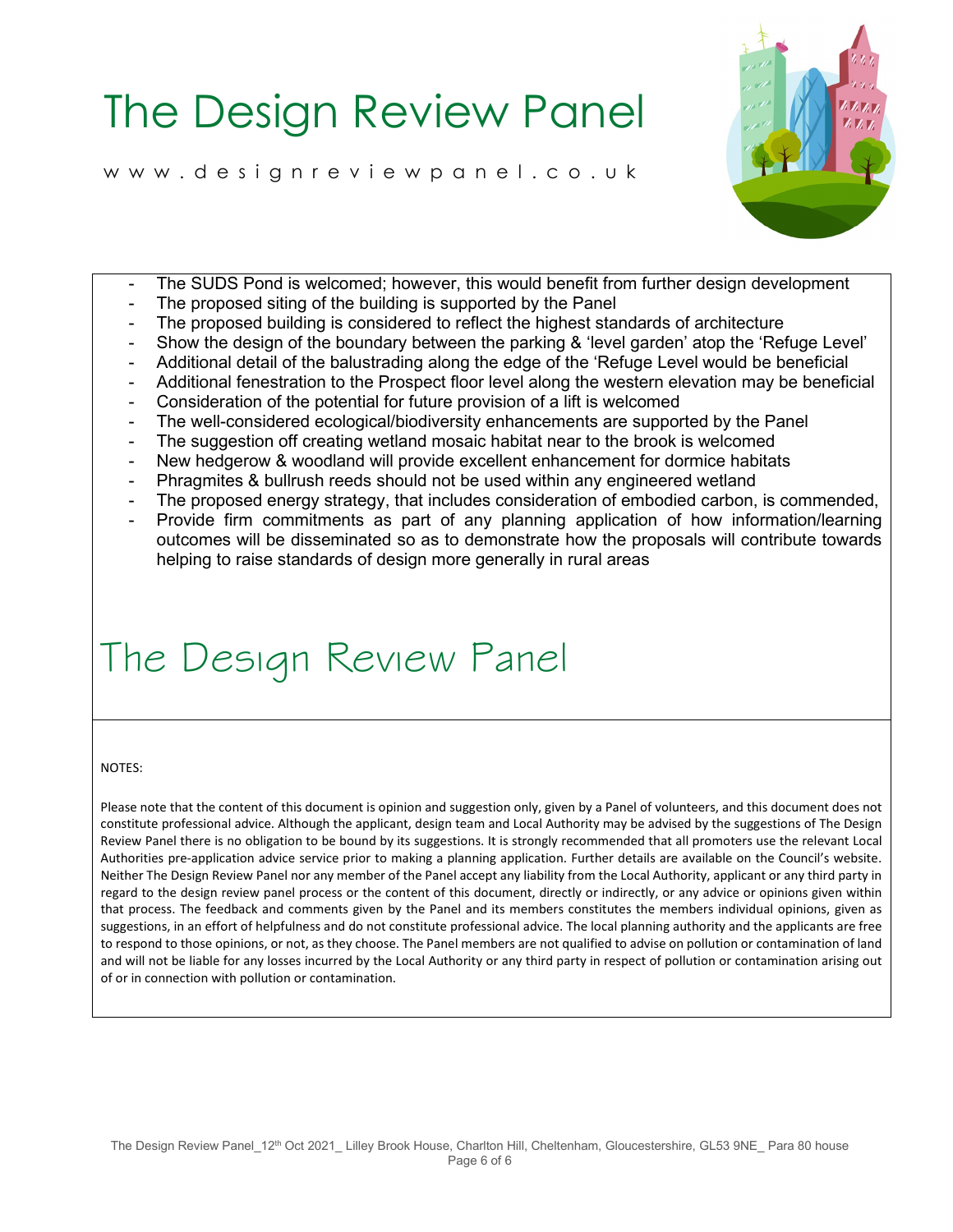// Page header "The Design Review Panel / www.designreviewpanel.co.uk" omitted as running header? It appears as a page header/logo; omit.

- The SUDS Pond is welcomed; however, this would benefit from further design development
- The proposed siting of the building is supported by the Panel
- The proposed building is considered to reflect the highest standards of architecture
- Show the design of the boundary between the parking & 'level garden' atop the 'Refuge Level'
- Additional detail of the balustrading along the edge of the 'Refuge Level would be beneficial
- Additional fenestration to the Prospect floor level along the western elevation may be beneficial
- Consideration of the potential for future provision of a lift is welcomed
- The well-considered ecological/biodiversity enhancements are supported by the Panel
- The suggestion off creating wetland mosaic habitat near to the brook is welcomed
- New hedgerow & woodland will provide excellent enhancement for dormice habitats
- Phragmites & bullrush reeds should not be used within any engineered wetland
- The proposed energy strategy, that includes consideration of embodied carbon, is commended,
- Provide firm commitments as part of any planning application of how information/learning outcomes will be disseminated so as to demonstrate how the proposals will contribute towards helping to raise standards of design more generally in rural areas

The Design Review Panel

NOTES:

Please note that the content of this document is opinion and suggestion only, given by a Panel of volunteers, and this document does not constitute professional advice. Although the applicant, design team and Local Authority may be advised by the suggestions of The Design Review Panel there is no obligation to be bound by its suggestions. It is strongly recommended that all promoters use the relevant Local Authorities pre-application advice service prior to making a planning application. Further details are available on the Council's website. Neither The Design Review Panel nor any member of the Panel accept any liability from the Local Authority, applicant or any third party in regard to the design review panel process or the content of this document, directly or indirectly, or any advice or opinions given within that process. The feedback and comments given by the Panel and its members constitutes the members individual opinions, given as suggestions, in an effort of helpfulness and do not constitute professional advice. The local planning authority and the applicants are free to respond to those opinions, or not, as they choose. The Panel members are not qualified to advise on pollution or contamination of land and will not be liable for any losses incurred by the Local Authority or any third party in respect of pollution or contamination arising out of or in connection with pollution or contamination.